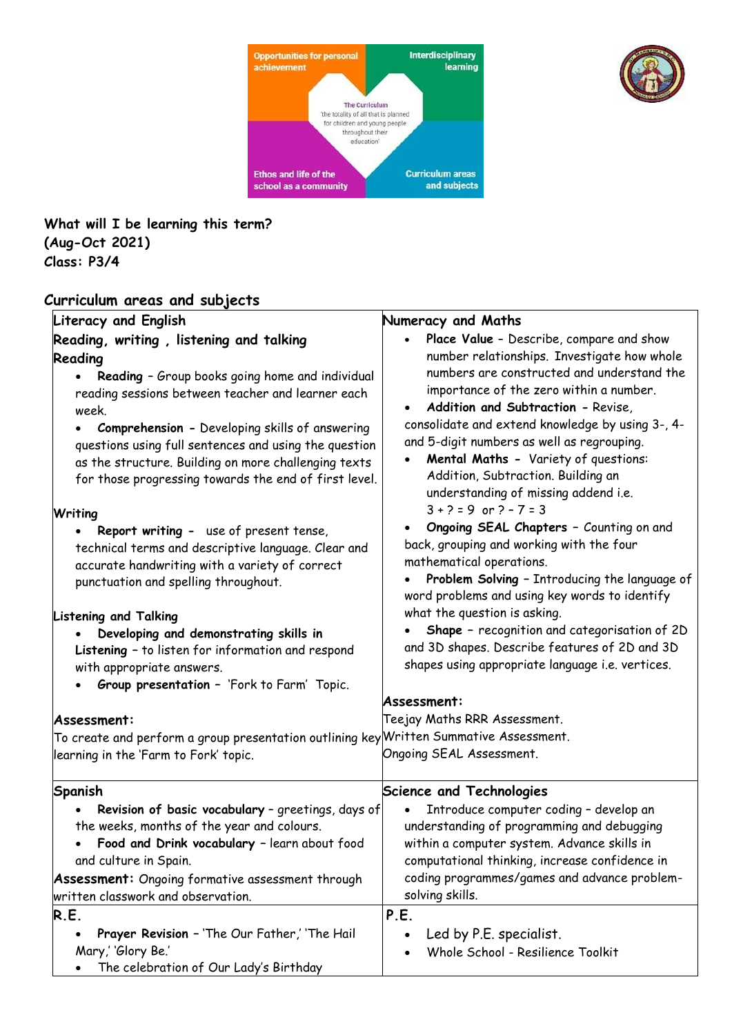Opportunities for personal achievement

Interdisciplinary learning

The Curriculum
'the totality of all that is planned for children and young people throughout their education'

Ethos and life of the school as a community

Curriculum areas and subjects

**What will I be learning this term?**
**(Aug-Oct 2021)**
**Class: P3/4**

## Curriculum areas and subjects

| Literacy and English | Numeracy and Maths |
|---|---|
| **Reading, writing , listening and talking**<br>**Reading**<br>• **Reading** – Group books going home and individual reading sessions between teacher and learner each week.<br>• **Comprehension -** Developing skills of answering questions using full sentences and using the question as the structure. Building on more challenging texts for those progressing towards the end of first level.<br><br>**Writing**<br>• **Report writing -** use of present tense, technical terms and descriptive language. Clear and accurate handwriting with a variety of correct punctuation and spelling throughout.<br><br>**Listening and Talking**<br>• **Developing and demonstrating skills in Listening** – to listen for information and respond with appropriate answers.<br>• **Group presentation** – 'Fork to Farm' Topic.<br><br>**Assessment:**<br>To create and perform a group presentation outlining key learning in the 'Farm to Fork' topic. | • **Place Value** – Describe, compare and show number relationships. Investigate how whole numbers are constructed and understand the importance of the zero within a number.<br>• **Addition and Subtraction -** Revise, consolidate and extend knowledge by using 3-, 4- and 5-digit numbers as well as regrouping.<br>• **Mental Maths -** Variety of questions: Addition, Subtraction. Building an understanding of missing addend i.e. 3 + ? = 9 or ? – 7 = 3<br>• **Ongoing SEAL Chapters** – Counting on and back, grouping and working with the four mathematical operations.<br>• **Problem Solving** – Introducing the language of word problems and using key words to identify what the question is asking.<br>• **Shape** – recognition and categorisation of 2D and 3D shapes. Describe features of 2D and 3D shapes using appropriate language i.e. vertices.<br><br>**Assessment:**<br>Teejay Maths RRR Assessment.<br>Written Summative Assessment.<br>Ongoing SEAL Assessment. |
| **Spanish**<br>• **Revision of basic vocabulary** – greetings, days of the weeks, months of the year and colours.<br>• **Food and Drink vocabulary** – learn about food and culture in Spain.<br>**Assessment:** Ongoing formative assessment through written classwork and observation. | **Science and Technologies**<br>• Introduce computer coding – develop an understanding of programming and debugging within a computer system. Advance skills in computational thinking, increase confidence in coding programmes/games and advance problem-solving skills. |
| **R.E.**<br>• **Prayer Revision** – 'The Our Father,' 'The Hail Mary,' 'Glory Be.'<br>• The celebration of Our Lady's Birthday | **P.E.**<br>• Led by P.E. specialist.<br>• Whole School - Resilience Toolkit |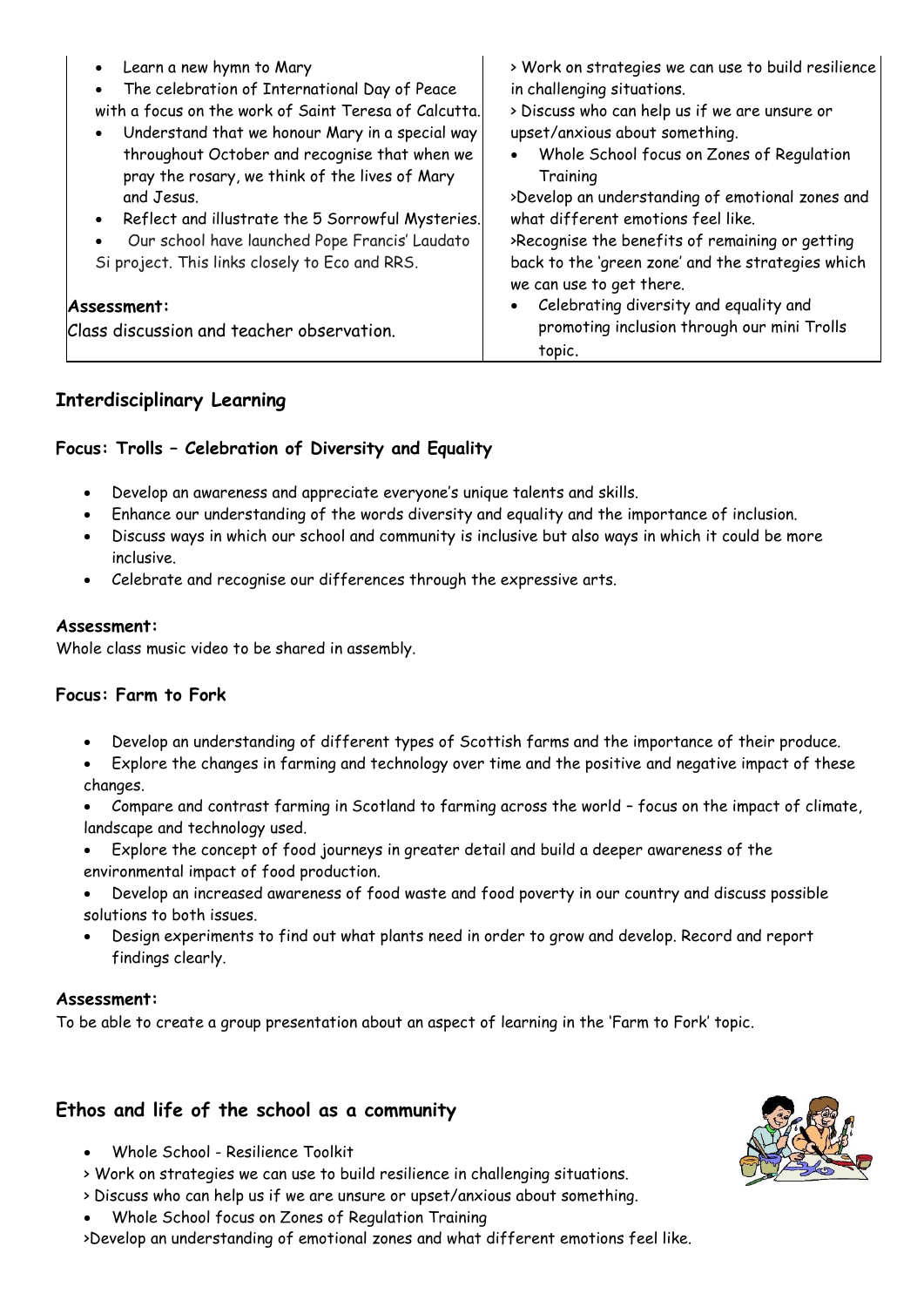| | |
|---|---|
| • Learn a new hymn to Mary<br>• The celebration of International Day of Peace with a focus on the work of Saint Teresa of Calcutta.<br>• Understand that we honour Mary in a special way throughout October and recognise that when we pray the rosary, we think of the lives of Mary and Jesus.<br>• Reflect and illustrate the 5 Sorrowful Mysteries.<br>• Our school have launched Pope Francis' Laudato Si project. This links closely to Eco and RRS.<br><br>**Assessment:**<br>Class discussion and teacher observation. | > Work on strategies we can use to build resilience in challenging situations.<br>> Discuss who can help us if we are unsure or upset/anxious about something.<br>• Whole School focus on Zones of Regulation Training<br>>Develop an understanding of emotional zones and what different emotions feel like.<br>>Recognise the benefits of remaining or getting back to the 'green zone' and the strategies which we can use to get there.<br>• Celebrating diversity and equality and promoting inclusion through our mini Trolls topic. |

## Interdisciplinary Learning

### Focus: Trolls – Celebration of Diversity and Equality

- Develop an awareness and appreciate everyone's unique talents and skills.
- Enhance our understanding of the words diversity and equality and the importance of inclusion.
- Discuss ways in which our school and community is inclusive but also ways in which it could be more inclusive.
- Celebrate and recognise our differences through the expressive arts.

**Assessment:**
Whole class music video to be shared in assembly.

### Focus: Farm to Fork

- Develop an understanding of different types of Scottish farms and the importance of their produce.
- Explore the changes in farming and technology over time and the positive and negative impact of these changes.
- Compare and contrast farming in Scotland to farming across the world – focus on the impact of climate, landscape and technology used.
- Explore the concept of food journeys in greater detail and build a deeper awareness of the environmental impact of food production.
- Develop an increased awareness of food waste and food poverty in our country and discuss possible solutions to both issues.
- Design experiments to find out what plants need in order to grow and develop. Record and report findings clearly.

**Assessment:**
To be able to create a group presentation about an aspect of learning in the 'Farm to Fork' topic.

## Ethos and life of the school as a community

- Whole School - Resilience Toolkit

> Work on strategies we can use to build resilience in challenging situations.
> Discuss who can help us if we are unsure or upset/anxious about something.

- Whole School focus on Zones of Regulation Training

>Develop an understanding of emotional zones and what different emotions feel like.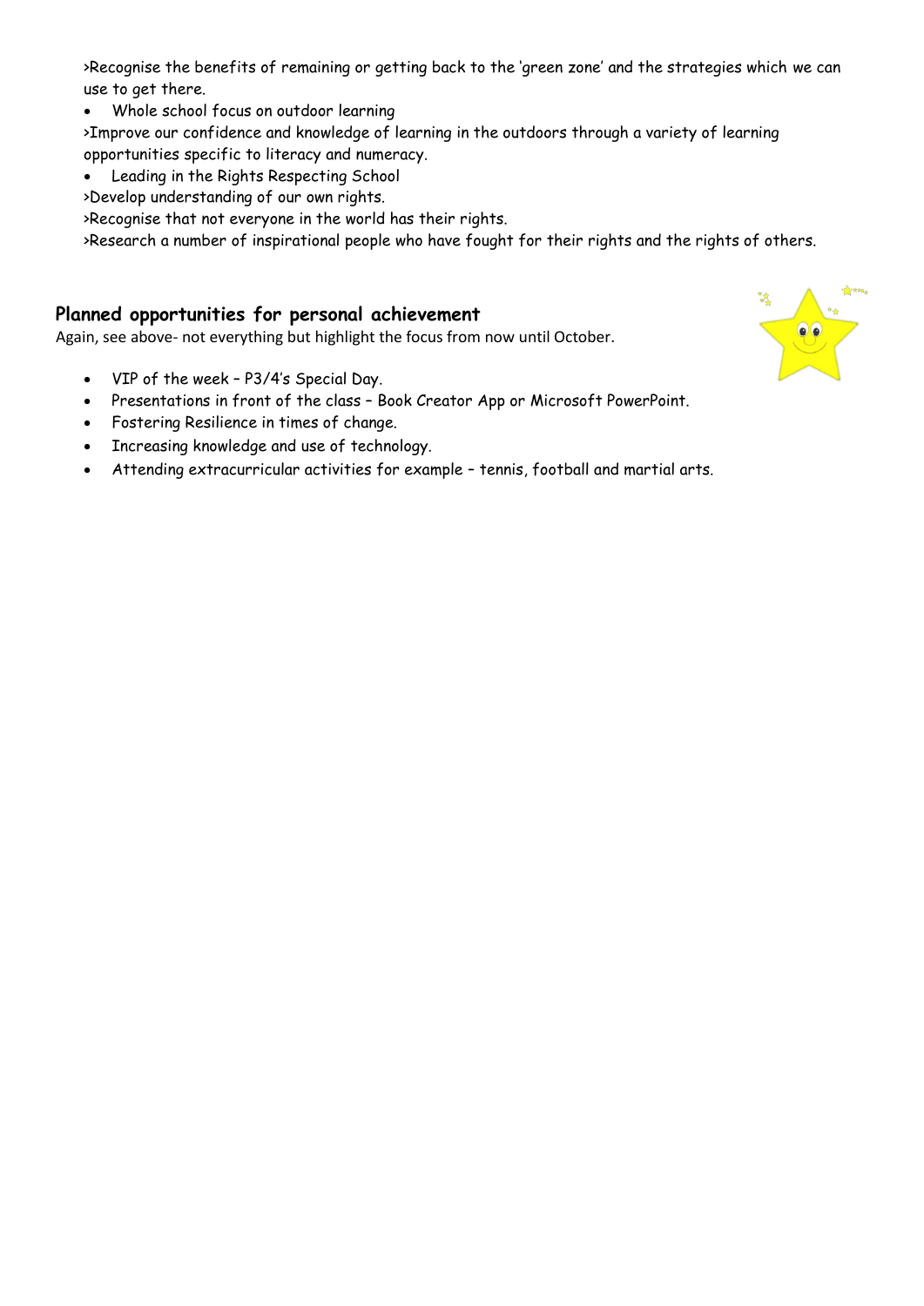>Recognise the benefits of remaining or getting back to the 'green zone' and the strategies which we can use to get there.

- Whole school focus on outdoor learning

>Improve our confidence and knowledge of learning in the outdoors through a variety of learning opportunities specific to literacy and numeracy.

- Leading in the Rights Respecting School

>Develop understanding of our own rights.

>Recognise that not everyone in the world has their rights.

>Research a number of inspirational people who have fought for their rights and the rights of others.

## Planned opportunities for personal achievement

Again, see above- not everything but highlight the focus from now until October.

- VIP of the week – P3/4's Special Day.
- Presentations in front of the class – Book Creator App or Microsoft PowerPoint.
- Fostering Resilience in times of change.
- Increasing knowledge and use of technology.
- Attending extracurricular activities for example – tennis, football and martial arts.